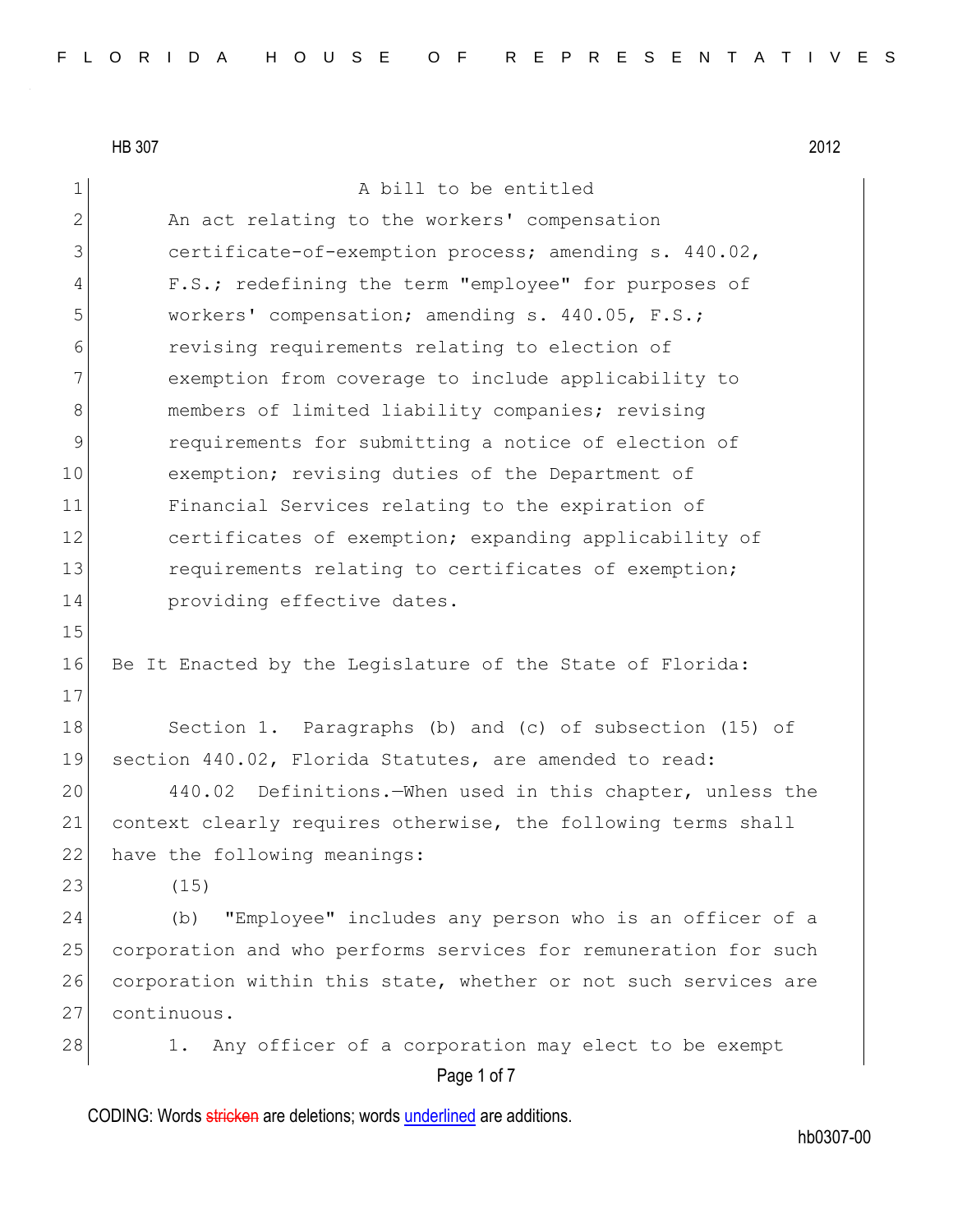HB 307 2012

A bill to be entitled

An act relating to the workers' compensation certificate-of-exemption process; amending s. 440.02, F.S.; redefining the term "employee" for purposes of workers' compensation; amending s. 440.05, F.S.; revising requirements relating to election of exemption from coverage to include applicability to members of limited liability companies; revising requirements for submitting a notice of election of exemption; revising duties of the Department of Financial Services relating to the expiration of certificates of exemption; expanding applicability of requirements relating to certificates of exemption; providing effective dates.

Be It Enacted by the Legislature of the State of Florida:

Section 1. Paragraphs (b) and (c) of subsection (15) of section 440.02, Florida Statutes, are amended to read:

440.02 Definitions.—When used in this chapter, unless the context clearly requires otherwise, the following terms shall have the following meanings:

(15)

(b) "Employee" includes any person who is an officer of a corporation and who performs services for remuneration for such corporation within this state, whether or not such services are continuous.

1. Any officer of a corporation may elect to be exempt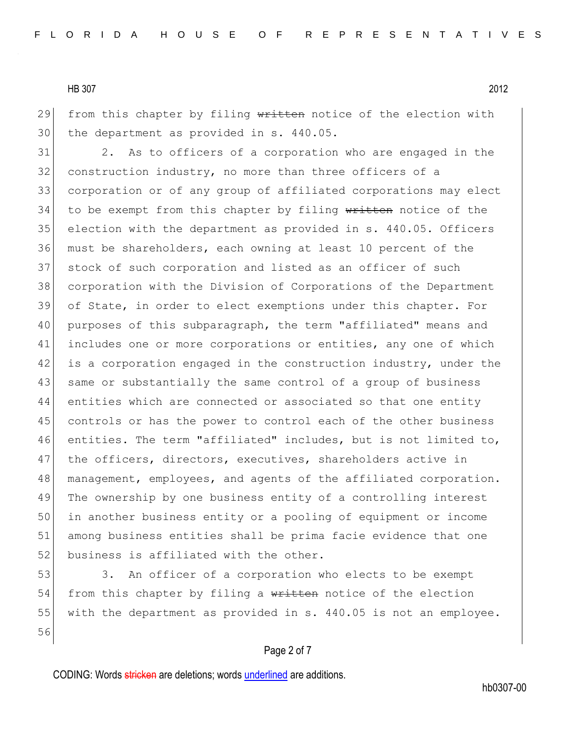from this chapter by filing ~~written~~ notice of the election with the department as provided in s. 440.05.

2. As to officers of a corporation who are engaged in the construction industry, no more than three officers of a corporation or of any group of affiliated corporations may elect to be exempt from this chapter by filing ~~written~~ notice of the election with the department as provided in s. 440.05. Officers must be shareholders, each owning at least 10 percent of the stock of such corporation and listed as an officer of such corporation with the Division of Corporations of the Department of State, in order to elect exemptions under this chapter. For purposes of this subparagraph, the term "affiliated" means and includes one or more corporations or entities, any one of which is a corporation engaged in the construction industry, under the same or substantially the same control of a group of business entities which are connected or associated so that one entity controls or has the power to control each of the other business entities. The term "affiliated" includes, but is not limited to, the officers, directors, executives, shareholders active in management, employees, and agents of the affiliated corporation. The ownership by one business entity of a controlling interest in another business entity or a pooling of equipment or income among business entities shall be prima facie evidence that one business is affiliated with the other.

3. An officer of a corporation who elects to be exempt from this chapter by filing a ~~written~~ notice of the election with the department as provided in s. 440.05 is not an employee.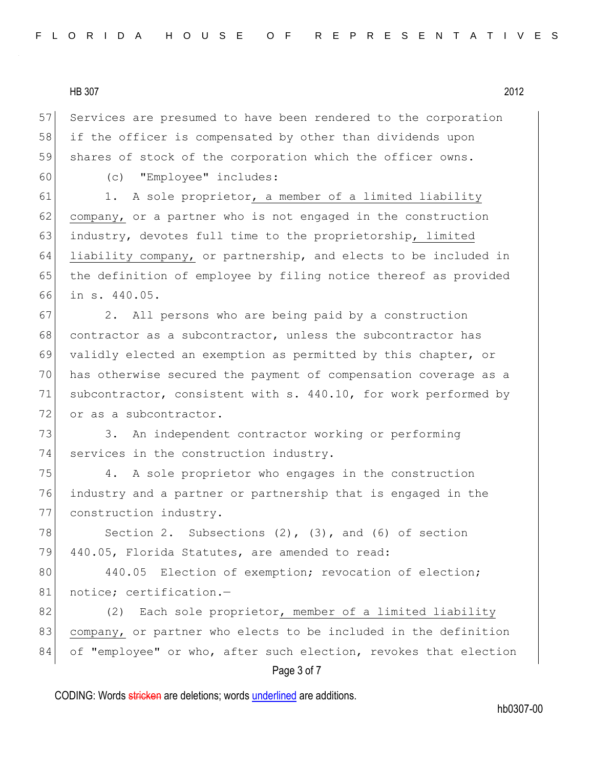Services are presumed to have been rendered to the corporation if the officer is compensated by other than dividends upon shares of stock of the corporation which the officer owns.

(c) "Employee" includes:

1. A sole proprietor, a member of a limited liability company, or a partner who is not engaged in the construction industry, devotes full time to the proprietorship, limited liability company, or partnership, and elects to be included in the definition of employee by filing notice thereof as provided in s. 440.05.

2. All persons who are being paid by a construction contractor as a subcontractor, unless the subcontractor has validly elected an exemption as permitted by this chapter, or has otherwise secured the payment of compensation coverage as a subcontractor, consistent with s. 440.10, for work performed by or as a subcontractor.

3. An independent contractor working or performing services in the construction industry.

4. A sole proprietor who engages in the construction industry and a partner or partnership that is engaged in the construction industry.

Section 2. Subsections (2), (3), and (6) of section 440.05, Florida Statutes, are amended to read:

440.05 Election of exemption; revocation of election; notice; certification.—

(2) Each sole proprietor, member of a limited liability company, or partner who elects to be included in the definition of "employee" or who, after such election, revokes that election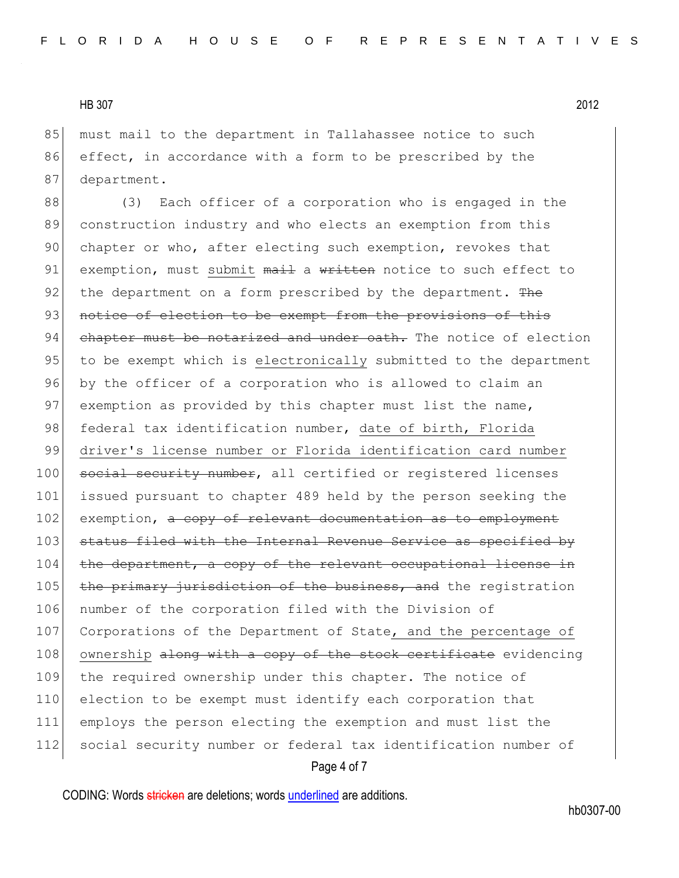must mail to the department in Tallahassee notice to such effect, in accordance with a form to be prescribed by the department.

(3) Each officer of a corporation who is engaged in the construction industry and who elects an exemption from this chapter or who, after electing such exemption, revokes that exemption, must <u>submit</u> ~~mail~~ a ~~written~~ notice to such effect to the department on a form prescribed by the department. ~~The notice of election to be exempt from the provisions of this chapter must be notarized and under oath.~~ The notice of election to be exempt which is <u>electronically</u> submitted to the department by the officer of a corporation who is allowed to claim an exemption as provided by this chapter must list the name, federal tax identification number, <u>date of birth, Florida driver's license number or Florida identification card number</u> ~~social security number~~, all certified or registered licenses issued pursuant to chapter 489 held by the person seeking the exemption, ~~a copy of relevant documentation as to employment status filed with the Internal Revenue Service as specified by the department, a copy of the relevant occupational license in the primary jurisdiction of the business, and~~ the registration number of the corporation filed with the Division of Corporations of the Department of State<u>, and the percentage of ownership</u> ~~along with a copy of the stock certificate~~ evidencing the required ownership under this chapter. The notice of election to be exempt must identify each corporation that employs the person electing the exemption and must list the social security number or federal tax identification number of

CODING: Words ~~stricken~~ are deletions; words <u>underlined</u> are additions.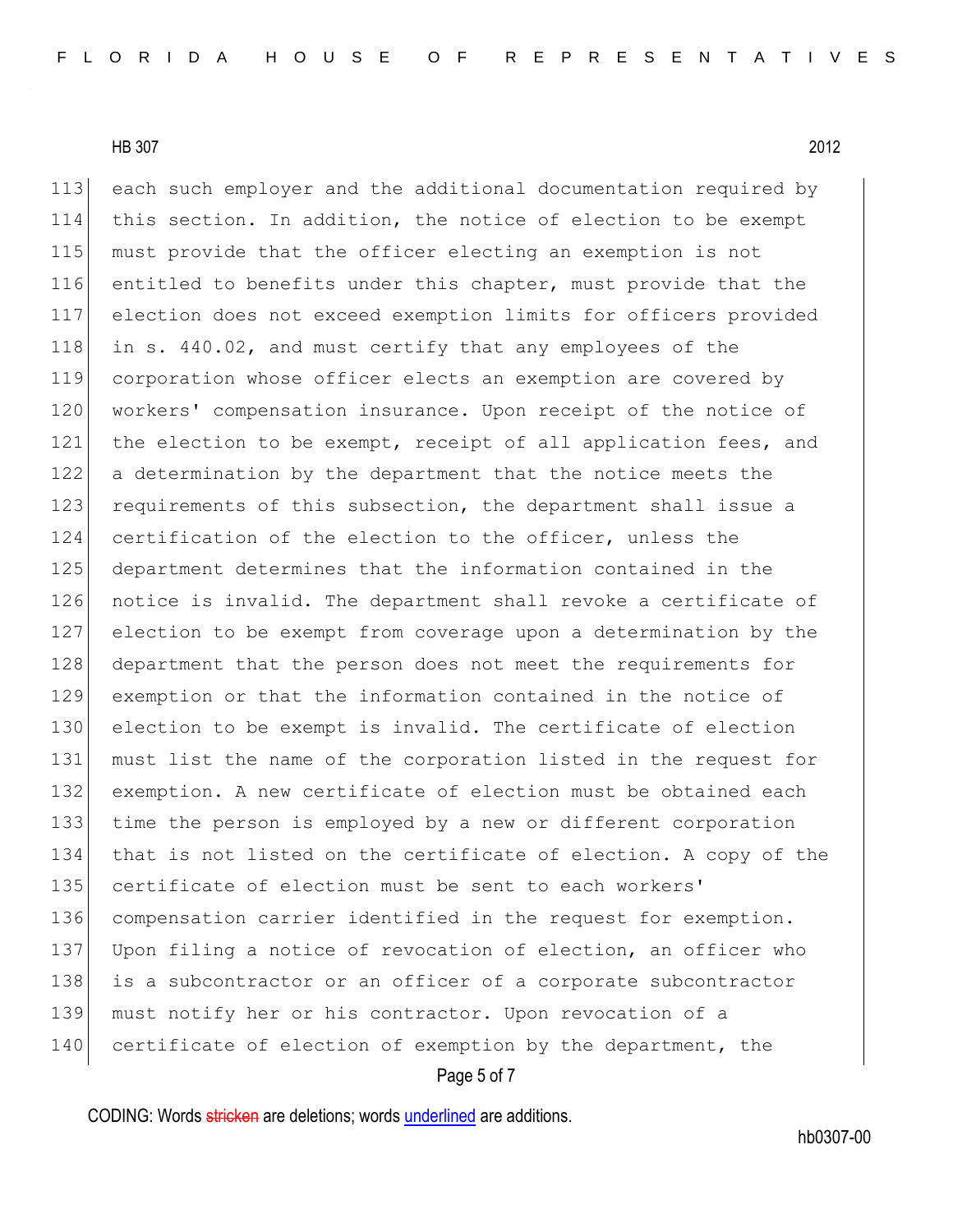each such employer and the additional documentation required by this section. In addition, the notice of election to be exempt must provide that the officer electing an exemption is not entitled to benefits under this chapter, must provide that the election does not exceed exemption limits for officers provided in s. 440.02, and must certify that any employees of the corporation whose officer elects an exemption are covered by workers' compensation insurance. Upon receipt of the notice of the election to be exempt, receipt of all application fees, and a determination by the department that the notice meets the requirements of this subsection, the department shall issue a certification of the election to the officer, unless the department determines that the information contained in the notice is invalid. The department shall revoke a certificate of election to be exempt from coverage upon a determination by the department that the person does not meet the requirements for exemption or that the information contained in the notice of election to be exempt is invalid. The certificate of election must list the name of the corporation listed in the request for exemption. A new certificate of election must be obtained each time the person is employed by a new or different corporation that is not listed on the certificate of election. A copy of the certificate of election must be sent to each workers' compensation carrier identified in the request for exemption. Upon filing a notice of revocation of election, an officer who is a subcontractor or an officer of a corporate subcontractor must notify her or his contractor. Upon revocation of a certificate of election of exemption by the department, the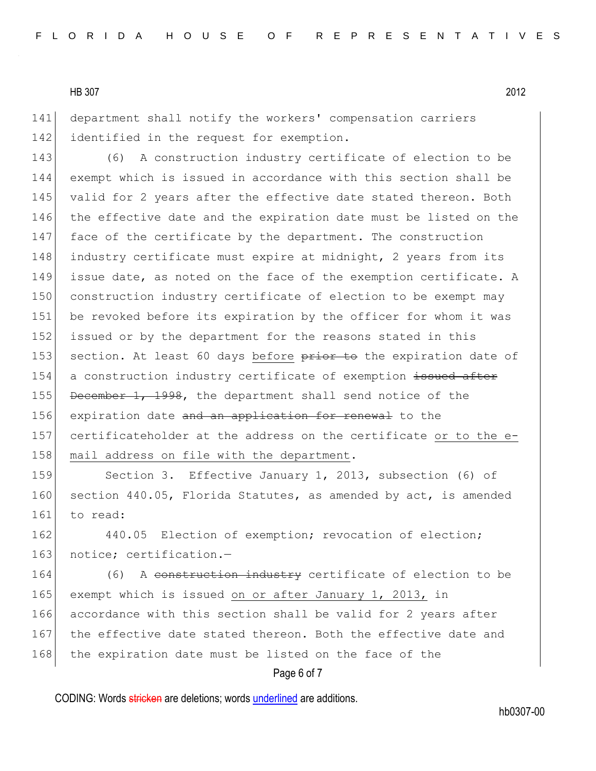department shall notify the workers' compensation carriers identified in the request for exemption.

(6) A construction industry certificate of election to be exempt which is issued in accordance with this section shall be valid for 2 years after the effective date stated thereon. Both the effective date and the expiration date must be listed on the face of the certificate by the department. The construction industry certificate must expire at midnight, 2 years from its issue date, as noted on the face of the exemption certificate. A construction industry certificate of election to be exempt may be revoked before its expiration by the officer for whom it was issued or by the department for the reasons stated in this section. At least 60 days <u>before</u> ~~prior to~~ the expiration date of a construction industry certificate of exemption ~~issued after December 1, 1998~~, the department shall send notice of the expiration date ~~and an application for renewal~~ to the certificateholder at the address on the certificate <u>or to the e-mail address on file with the department</u>.

Section 3. Effective January 1, 2013, subsection (6) of section 440.05, Florida Statutes, as amended by act, is amended to read:

440.05 Election of exemption; revocation of election; notice; certification.—

(6) A ~~construction industry~~ certificate of election to be exempt which is issued <u>on or after January 1, 2013,</u> in accordance with this section shall be valid for 2 years after the effective date stated thereon. Both the effective date and the expiration date must be listed on the face of the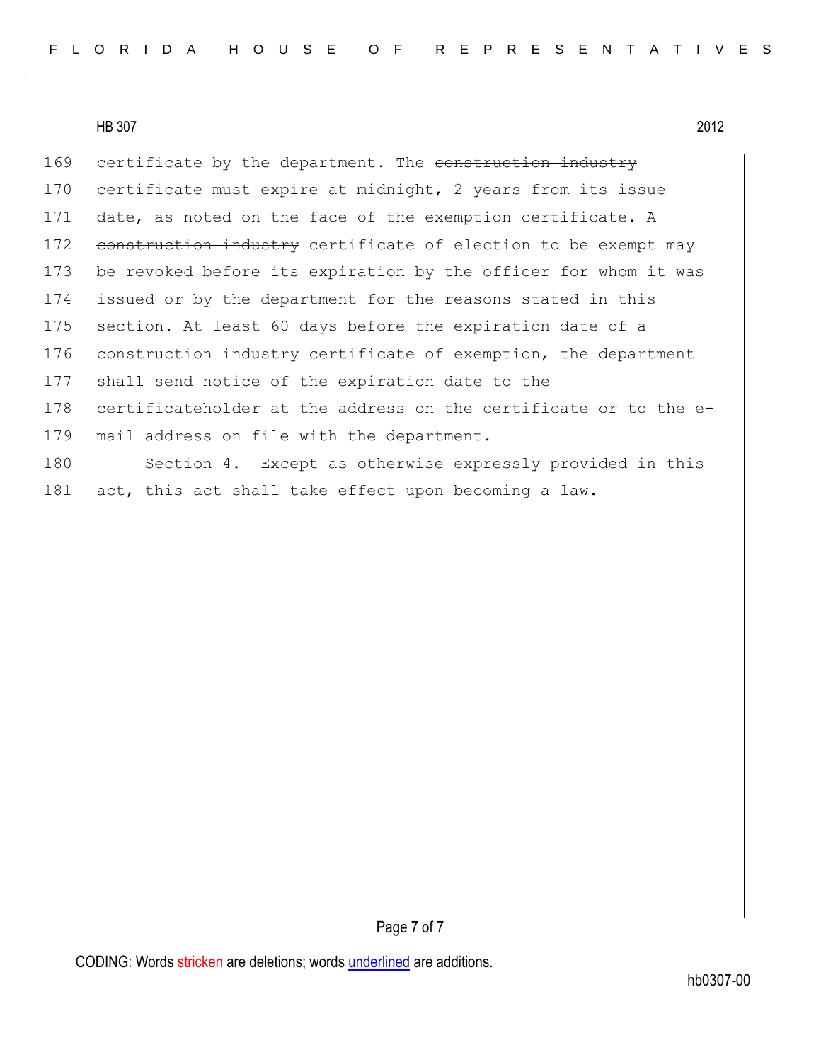169 certificate by the department. The ~~construction industry~~
170 certificate must expire at midnight, 2 years from its issue
171 date, as noted on the face of the exemption certificate. A
172 ~~construction industry~~ certificate of election to be exempt may
173 be revoked before its expiration by the officer for whom it was
174 issued or by the department for the reasons stated in this
175 section. At least 60 days before the expiration date of a
176 ~~construction industry~~ certificate of exemption, the department
177 shall send notice of the expiration date to the
178 certificateholder at the address on the certificate or to the e-
179 mail address on file with the department.

180 Section 4. Except as otherwise expressly provided in this
181 act, this act shall take effect upon becoming a law.